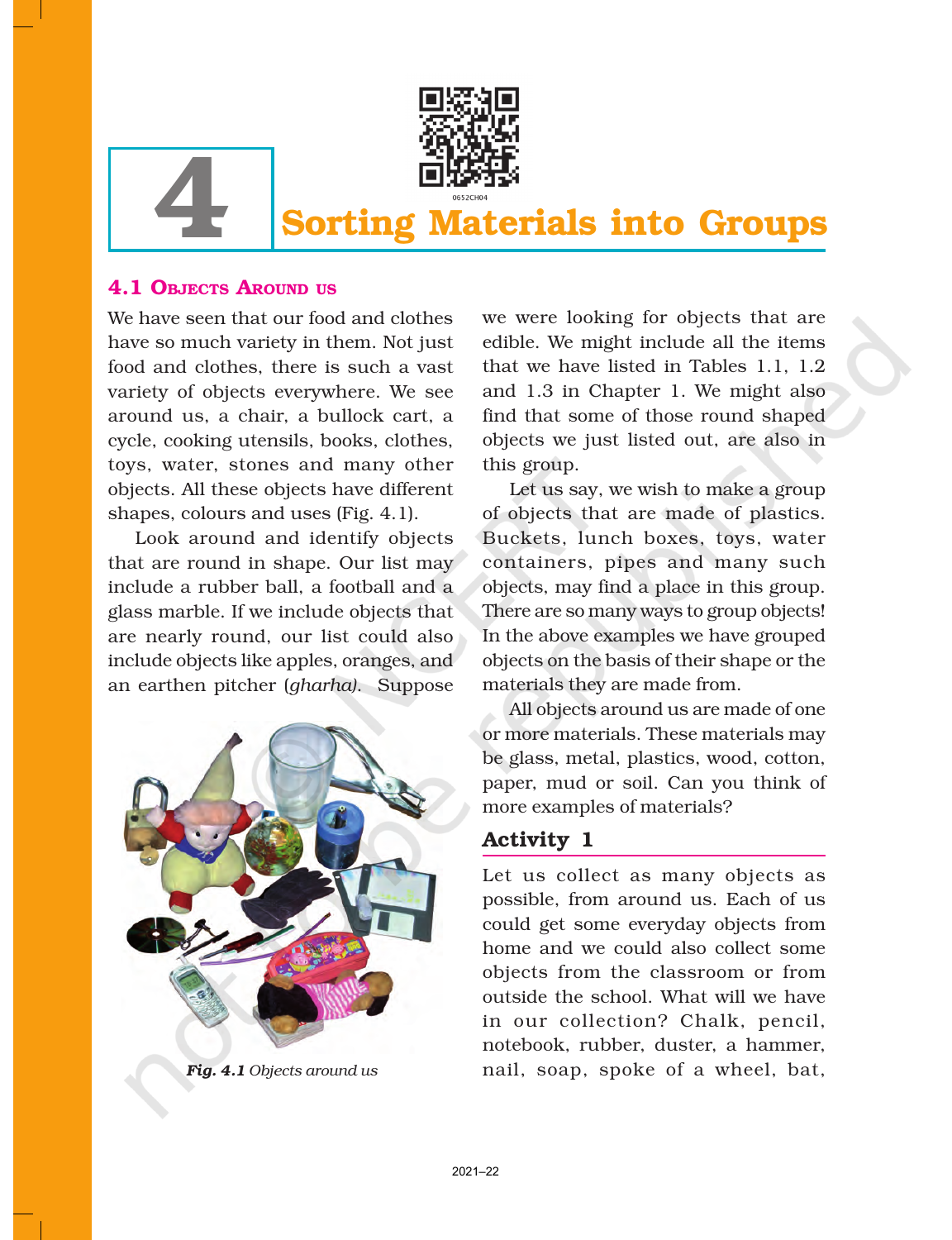# 4 Sorting Materials into Groups

## 4.1 Objects Around us

We have seen that our food and clothes have so much variety in them. Not just food and clothes, there is such a vast variety of objects everywhere. We see around us, a chair, a bullock cart, a cycle, cooking utensils, books, clothes, toys, water, stones and many other objects. All these objects have different shapes, colours and uses (Fig. 4.1).

Look around and identify objects that are round in shape. Our list may include a rubber ball, a football and a glass marble. If we include objects that are nearly round, our list could also include objects like apples, oranges, and an earthen pitcher (*gharha*). Suppose we were looking for objects that are edible. We might include all the items that we have listed in Tables 1.1, 1.2 and 1.3 in Chapter 1. We might also find that some of those round shaped objects we just listed out, are also in this group.

*Fig. 4.1* Objects around us

Let us say, we wish to make a group of objects that are made of plastics. Buckets, lunch boxes, toys, water containers, pipes and many such objects, may find a place in this group. There are so many ways to group objects! In the above examples we have grouped objects on the basis of their shape or the materials they are made from.

All objects around us are made of one or more materials. These materials may be glass, metal, plastics, wood, cotton, paper, mud or soil. Can you think of more examples of materials?

### Activity 1

Let us collect as many objects as possible, from around us. Each of us could get some everyday objects from home and we could also collect some objects from the classroom or from outside the school. What will we have in our collection? Chalk, pencil, notebook, rubber, duster, a hammer, nail, soap, spoke of a wheel, bat,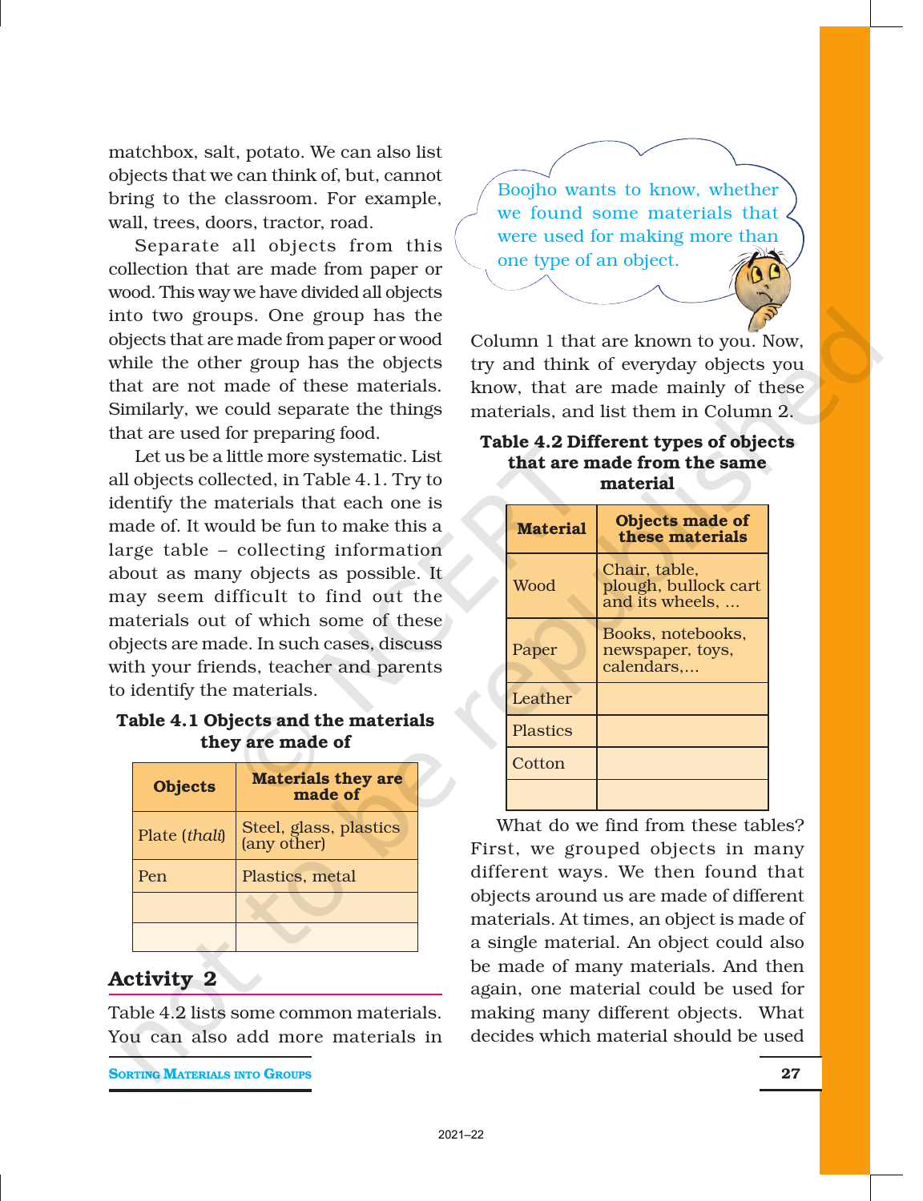matchbox, salt, potato. We can also list objects that we can think of, but, cannot bring to the classroom. For example, wall, trees, doors, tractor, road.

Separate all objects from this collection that are made from paper or wood. This way we have divided all objects into two groups. One group has the objects that are made from paper or wood while the other group has the objects that are not made of these materials. Similarly, we could separate the things that are used for preparing food.

Let us be a little more systematic. List all objects collected, in Table 4.1. Try to identify the materials that each one is made of. It would be fun to make this a large table – collecting information about as many objects as possible. It may seem difficult to find out the materials out of which some of these objects are made. In such cases, discuss with your friends, teacher and parents to identify the materials.

**Table 4.1 Objects and the materials they are made of**

| Objects | Materials they are made of |
|---|---|
| Plate (*thali*) | Steel, glass, plastics (any other) |
| Pen | Plastics, metal |
| | |
| | |

## Activity 2

Table 4.2 lists some common materials. You can also add more materials in Column 1 that are known to you. Now, try and think of everyday objects you know, that are made mainly of these materials, and list them in Column 2.

Boojho wants to know, whether we found some materials that were used for making more than one type of an object.

**Table 4.2 Different types of objects that are made from the same material**

| Material | Objects made of these materials |
|---|---|
| Wood | Chair, table, plough, bullock cart and its wheels, ... |
| Paper | Books, notebooks, newspaper, toys, calendars,... |
| Leather | |
| Plastics | |
| Cotton | |
| | |

What do we find from these tables? First, we grouped objects in many different ways. We then found that objects around us are made of different materials. At times, an object is made of a single material. An object could also be made of many materials. And then again, one material could be used for making many different objects. What decides which material should be used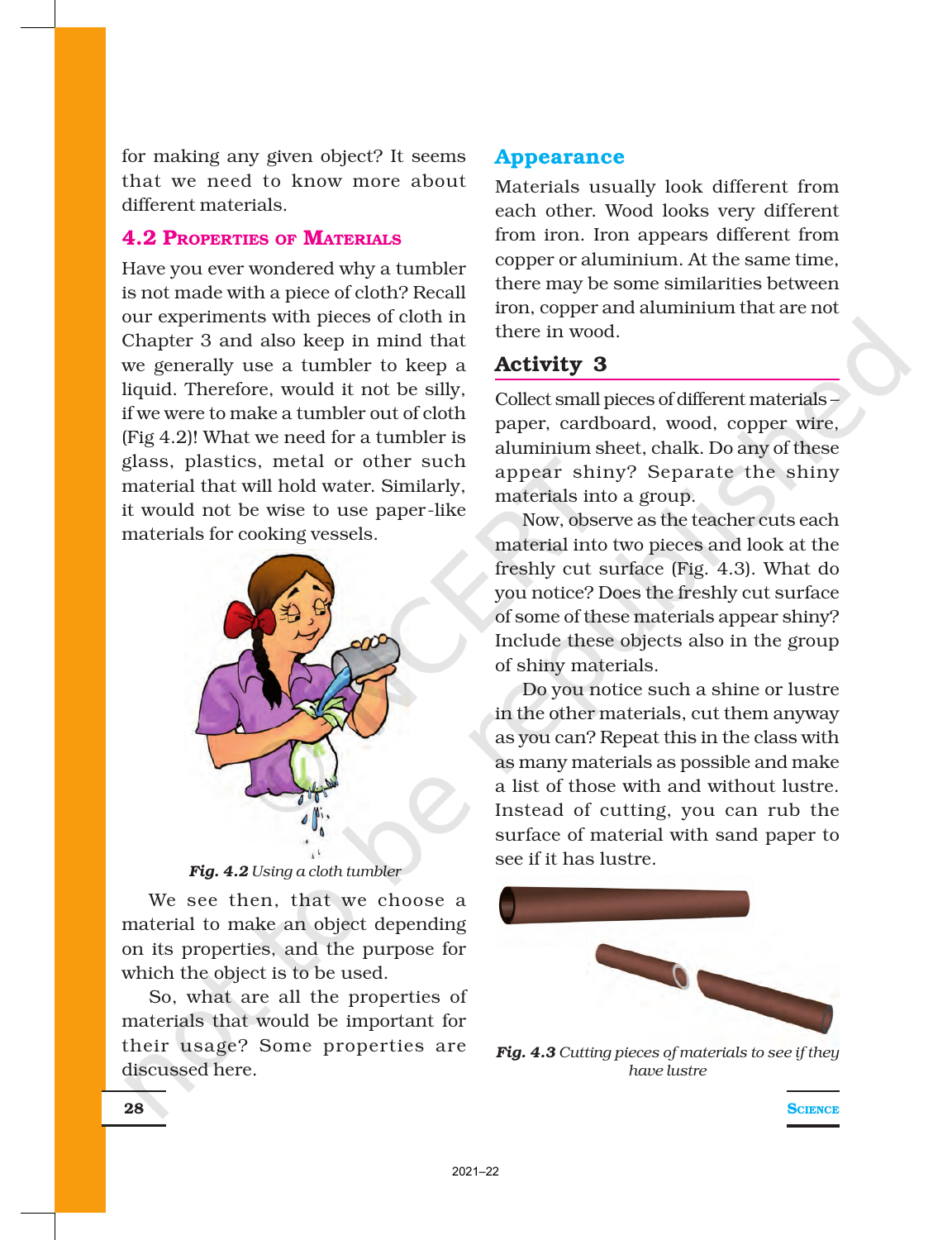for making any given object? It seems that we need to know more about different materials.

## 4.2 Properties of Materials

Have you ever wondered why a tumbler is not made with a piece of cloth? Recall our experiments with pieces of cloth in Chapter 3 and also keep in mind that we generally use a tumbler to keep a liquid. Therefore, would it not be silly, if we were to make a tumbler out of cloth (Fig 4.2)! What we need for a tumbler is glass, plastics, metal or other such material that will hold water. Similarly, it would not be wise to use paper-like materials for cooking vessels.

***Fig. 4.2*** *Using a cloth tumbler*

We see then, that we choose a material to make an object depending on its properties, and the purpose for which the object is to be used.

So, what are all the properties of materials that would be important for their usage? Some properties are discussed here.

### Appearance

Materials usually look different from each other. Wood looks very different from iron. Iron appears different from copper or aluminium. At the same time, there may be some similarities between iron, copper and aluminium that are not there in wood.

### Activity 3

Collect small pieces of different materials – paper, cardboard, wood, copper wire, aluminium sheet, chalk. Do any of these appear shiny? Separate the shiny materials into a group.

Now, observe as the teacher cuts each material into two pieces and look at the freshly cut surface (Fig. 4.3). What do you notice? Does the freshly cut surface of some of these materials appear shiny? Include these objects also in the group of shiny materials.

Do you notice such a shine or lustre in the other materials, cut them anyway as you can? Repeat this in the class with as many materials as possible and make a list of those with and without lustre. Instead of cutting, you can rub the surface of material with sand paper to see if it has lustre.

***Fig. 4.3*** *Cutting pieces of materials to see if they have lustre*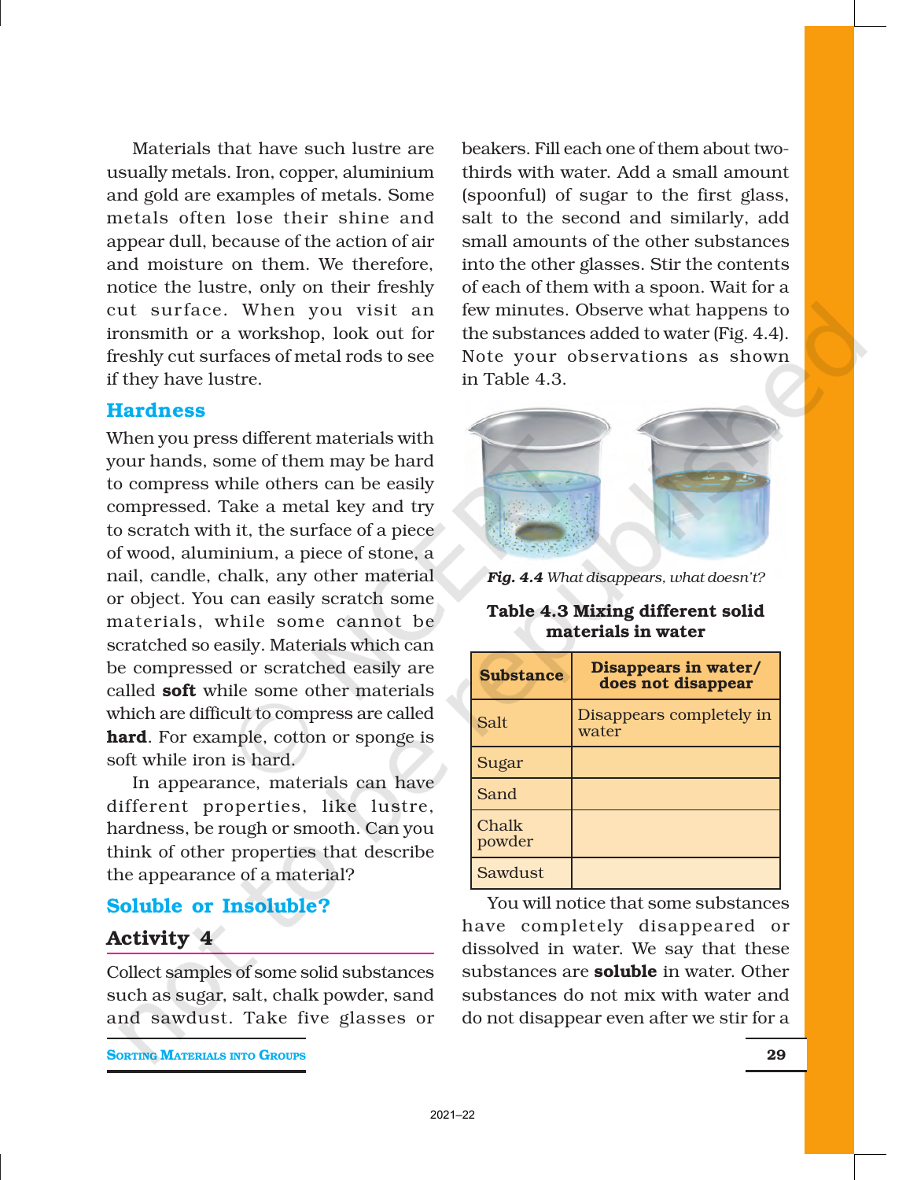Materials that have such lustre are usually metals. Iron, copper, aluminium and gold are examples of metals. Some metals often lose their shine and appear dull, because of the action of air and moisture on them. We therefore, notice the lustre, only on their freshly cut surface. When you visit an ironsmith or a workshop, look out for freshly cut surfaces of metal rods to see if they have lustre.

## Hardness

When you press different materials with your hands, some of them may be hard to compress while others can be easily compressed. Take a metal key and try to scratch with it, the surface of a piece of wood, aluminium, a piece of stone, a nail, candle, chalk, any other material or object. You can easily scratch some materials, while some cannot be scratched so easily. Materials which can be compressed or scratched easily are called **soft** while some other materials which are difficult to compress are called **hard**. For example, cotton or sponge is soft while iron is hard.

In appearance, materials can have different properties, like lustre, hardness, be rough or smooth. Can you think of other properties that describe the appearance of a material?

## Soluble or Insoluble?

### Activity 4

Collect samples of some solid substances such as sugar, salt, chalk powder, sand and sawdust. Take five glasses or beakers. Fill each one of them about two-thirds with water. Add a small amount (spoonful) of sugar to the first glass, salt to the second and similarly, add small amounts of the other substances into the other glasses. Stir the contents of each of them with a spoon. Wait for a few minutes. Observe what happens to the substances added to water (Fig. 4.4). Note your observations as shown in Table 4.3.

***Fig. 4.4*** *What disappears, what doesn't?*

**Table 4.3 Mixing different solid materials in water**

| Substance | Disappears in water/ does not disappear |
|---|---|
| Salt | Disappears completely in water |
| Sugar | |
| Sand | |
| Chalk powder | |
| Sawdust | |

You will notice that some substances have completely disappeared or dissolved in water. We say that these substances are **soluble** in water. Other substances do not mix with water and do not disappear even after we stir for a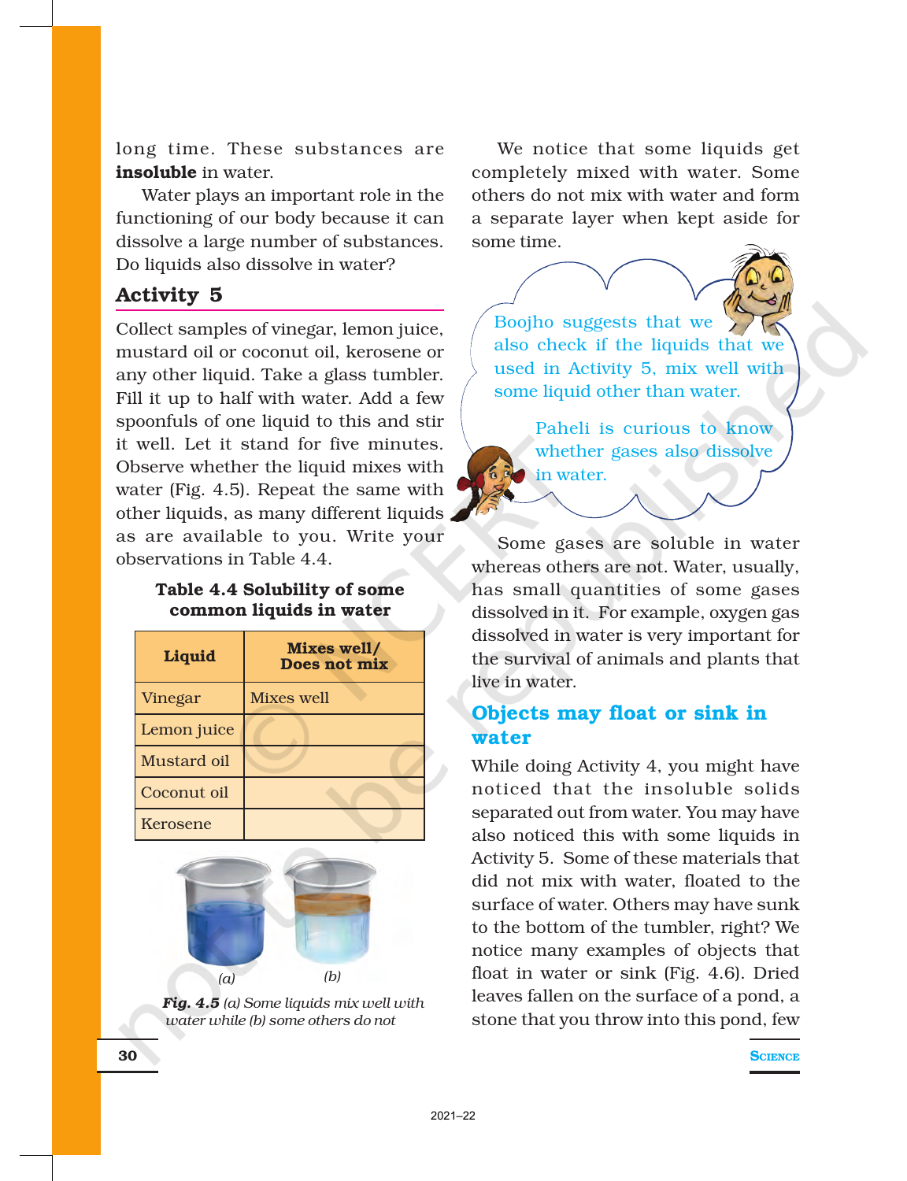long time. These substances are **insoluble** in water.

Water plays an important role in the functioning of our body because it can dissolve a large number of substances. Do liquids also dissolve in water?

## Activity 5

Collect samples of vinegar, lemon juice, mustard oil or coconut oil, kerosene or any other liquid. Take a glass tumbler. Fill it up to half with water. Add a few spoonfuls of one liquid to this and stir it well. Let it stand for five minutes. Observe whether the liquid mixes with water (Fig. 4.5). Repeat the same with other liquids, as many different liquids as are available to you. Write your observations in Table 4.4.

**Table 4.4 Solubility of some common liquids in water**

| Liquid | Mixes well/ Does not mix |
| --- | --- |
| Vinegar | Mixes well |
| Lemon juice | |
| Mustard oil | |
| Coconut oil | |
| Kerosene | |

(a) (b)

***Fig. 4.5*** *(a) Some liquids mix well with water while (b) some others do not*

We notice that some liquids get completely mixed with water. Some others do not mix with water and form a separate layer when kept aside for some time.

Boojho suggests that we also check if the liquids that we used in Activity 5, mix well with some liquid other than water.

Paheli is curious to know whether gases also dissolve in water.

Some gases are soluble in water whereas others are not. Water, usually, has small quantities of some gases dissolved in it. For example, oxygen gas dissolved in water is very important for the survival of animals and plants that live in water.

## Objects may float or sink in water

While doing Activity 4, you might have noticed that the insoluble solids separated out from water. You may have also noticed this with some liquids in Activity 5. Some of these materials that did not mix with water, floated to the surface of water. Others may have sunk to the bottom of the tumbler, right? We notice many examples of objects that float in water or sink (Fig. 4.6). Dried leaves fallen on the surface of a pond, a stone that you throw into this pond, few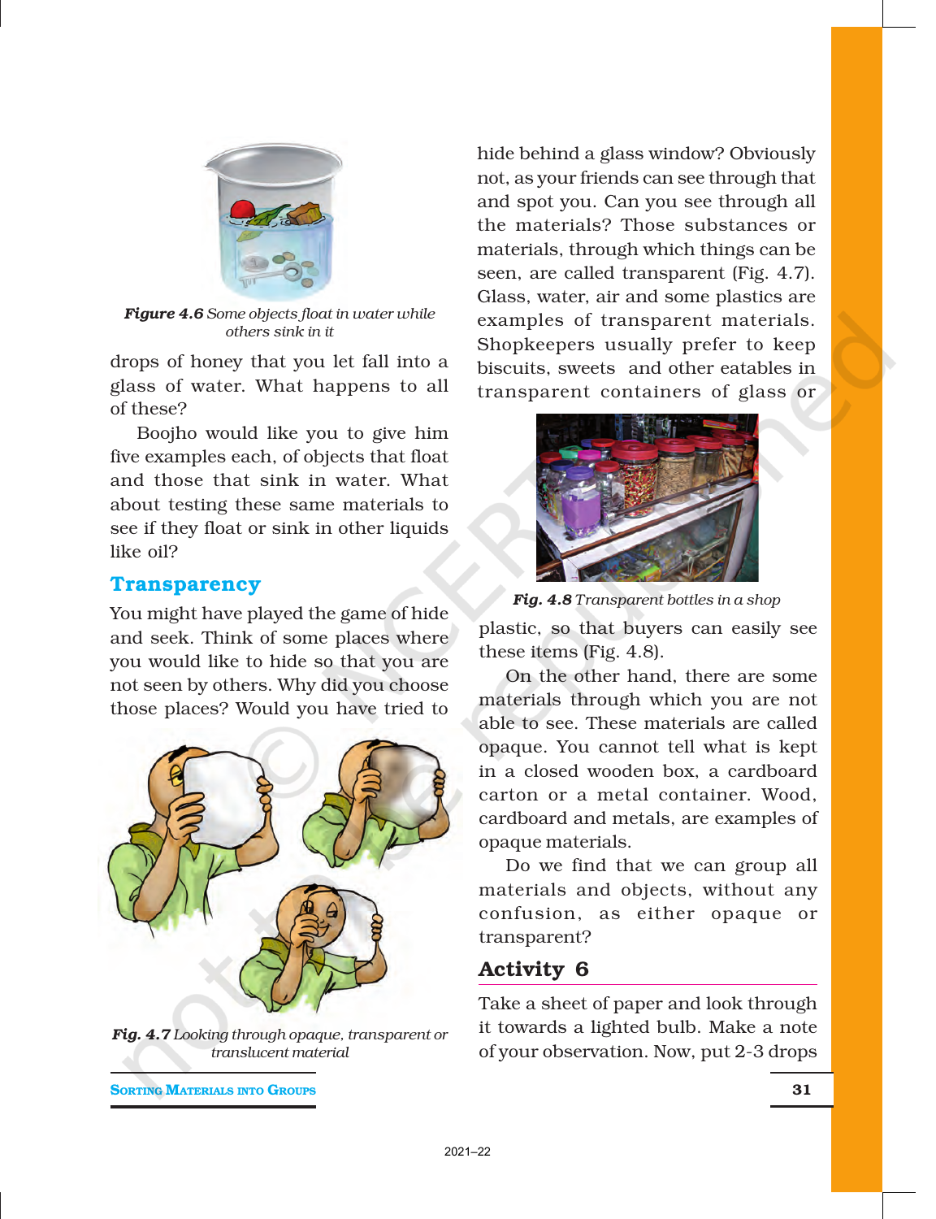*Figure 4.6* Some objects float in water while others sink in it

drops of honey that you let fall into a glass of water. What happens to all of these?

Boojho would like you to give him five examples each, of objects that float and those that sink in water. What about testing these same materials to see if they float or sink in other liquids like oil?

## Transparency

You might have played the game of hide and seek. Think of some places where you would like to hide so that you are not seen by others. Why did you choose those places? Would you have tried to hide behind a glass window? Obviously not, as your friends can see through that and spot you. Can you see through all the materials? Those substances or materials, through which things can be seen, are called transparent (Fig. 4.7). Glass, water, air and some plastics are examples of transparent materials. Shopkeepers usually prefer to keep biscuits, sweets and other eatables in transparent containers of glass or plastic, so that buyers can easily see these items (Fig. 4.8).

*Fig. 4.7* Looking through opaque, transparent or translucent material

*Fig. 4.8* Transparent bottles in a shop

On the other hand, there are some materials through which you are not able to see. These materials are called opaque. You cannot tell what is kept in a closed wooden box, a cardboard carton or a metal container. Wood, cardboard and metals, are examples of opaque materials.

Do we find that we can group all materials and objects, without any confusion, as either opaque or transparent?

### Activity 6

Take a sheet of paper and look through it towards a lighted bulb. Make a note of your observation. Now, put 2-3 drops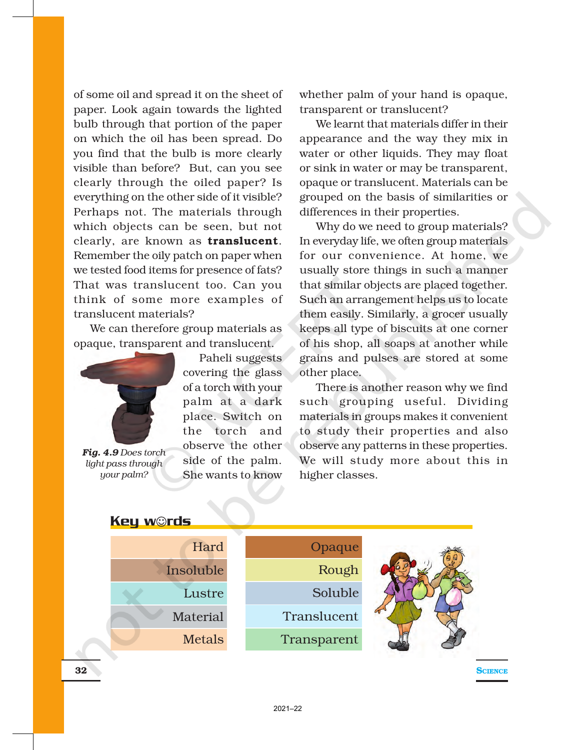of some oil and spread it on the sheet of paper. Look again towards the lighted bulb through that portion of the paper on which the oil has been spread. Do you find that the bulb is more clearly visible than before? But, can you see clearly through the oiled paper? Is everything on the other side of it visible? Perhaps not. The materials through which objects can be seen, but not clearly, are known as **translucent**. Remember the oily patch on paper when we tested food items for presence of fats? That was translucent too. Can you think of some more examples of translucent materials?

We can therefore group materials as opaque, transparent and translucent.

*Fig. 4.9* Does torch light pass through your palm?

Paheli suggests covering the glass of a torch with your palm at a dark place. Switch on the torch and observe the other side of the palm. She wants to know whether palm of your hand is opaque, transparent or translucent?

We learnt that materials differ in their appearance and the way they mix in water or other liquids. They may float or sink in water or may be transparent, opaque or translucent. Materials can be grouped on the basis of similarities or differences in their properties.

Why do we need to group materials? In everyday life, we often group materials for our convenience. At home, we usually store things in such a manner that similar objects are placed together. Such an arrangement helps us to locate them easily. Similarly, a grocer usually keeps all type of biscuits at one corner of his shop, all soaps at another while grains and pulses are stored at some other place.

There is another reason why we find such grouping useful. Dividing materials in groups makes it convenient to study their properties and also observe any patterns in these properties. We will study more about this in higher classes.

## Key words

| | |
|---|---|
| Hard | Opaque |
| Insoluble | Rough |
| Lustre | Soluble |
| Material | Translucent |
| Metals | Transparent |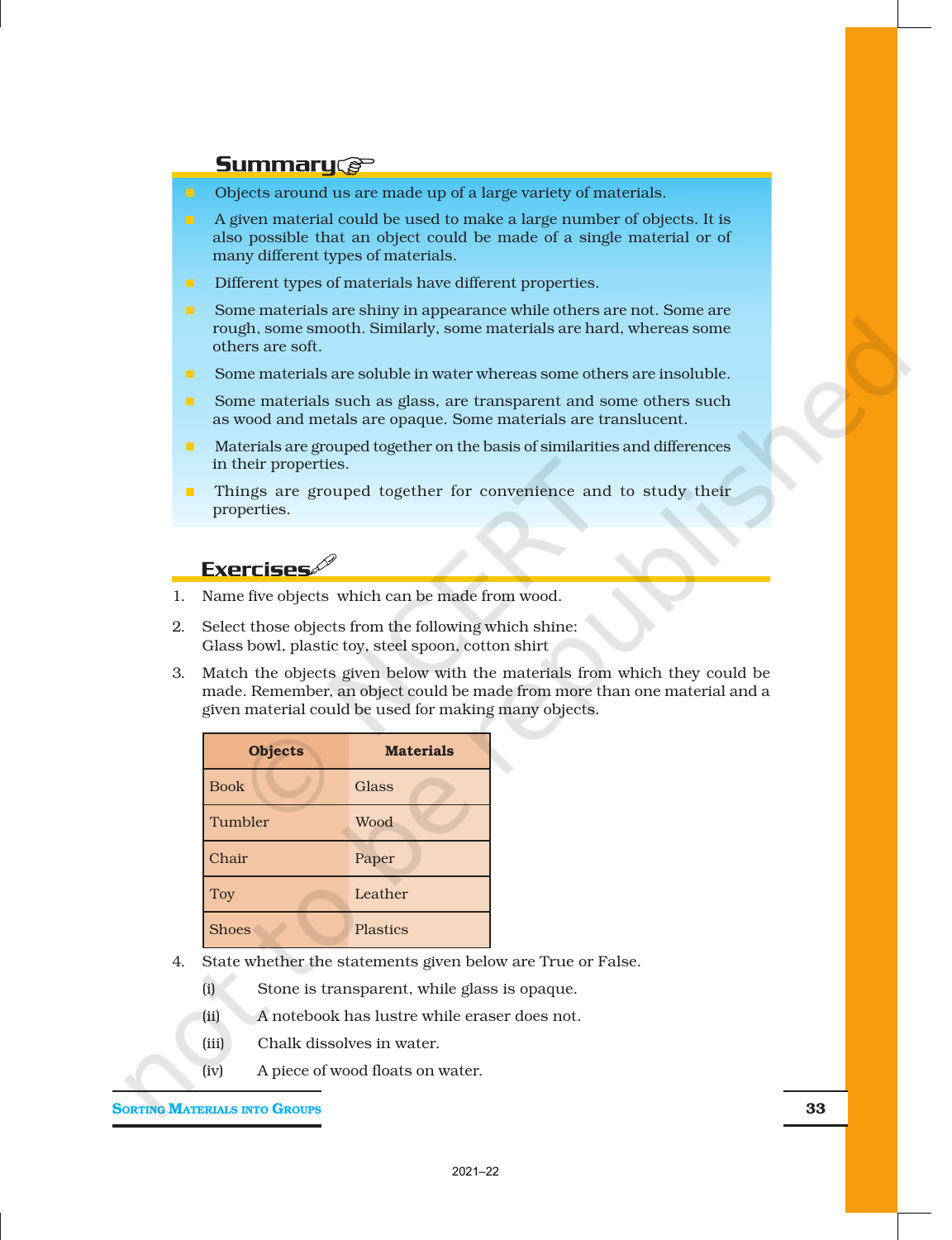## Summary

- Objects around us are made up of a large variety of materials.
- A given material could be used to make a large number of objects. It is also possible that an object could be made of a single material or of many different types of materials.
- Different types of materials have different properties.
- Some materials are shiny in appearance while others are not. Some are rough, some smooth. Similarly, some materials are hard, whereas some others are soft.
- Some materials are soluble in water whereas some others are insoluble.
- Some materials such as glass, are transparent and some others such as wood and metals are opaque. Some materials are translucent.
- Materials are grouped together on the basis of similarities and differences in their properties.
- Things are grouped together for convenience and to study their properties.

## Exercises

1. Name five objects which can be made from wood.
2. Select those objects from the following which shine:
   Glass bowl, plastic toy, steel spoon, cotton shirt
3. Match the objects given below with the materials from which they could be made. Remember, an object could be made from more than one material and a given material could be used for making many objects.

| Objects | Materials |
|---|---|
| Book | Glass |
| Tumbler | Wood |
| Chair | Paper |
| Toy | Leather |
| Shoes | Plastics |

4. State whether the statements given below are True or False.
   - (i) Stone is transparent, while glass is opaque.
   - (ii) A notebook has lustre while eraser does not.
   - (iii) Chalk dissolves in water.
   - (iv) A piece of wood floats on water.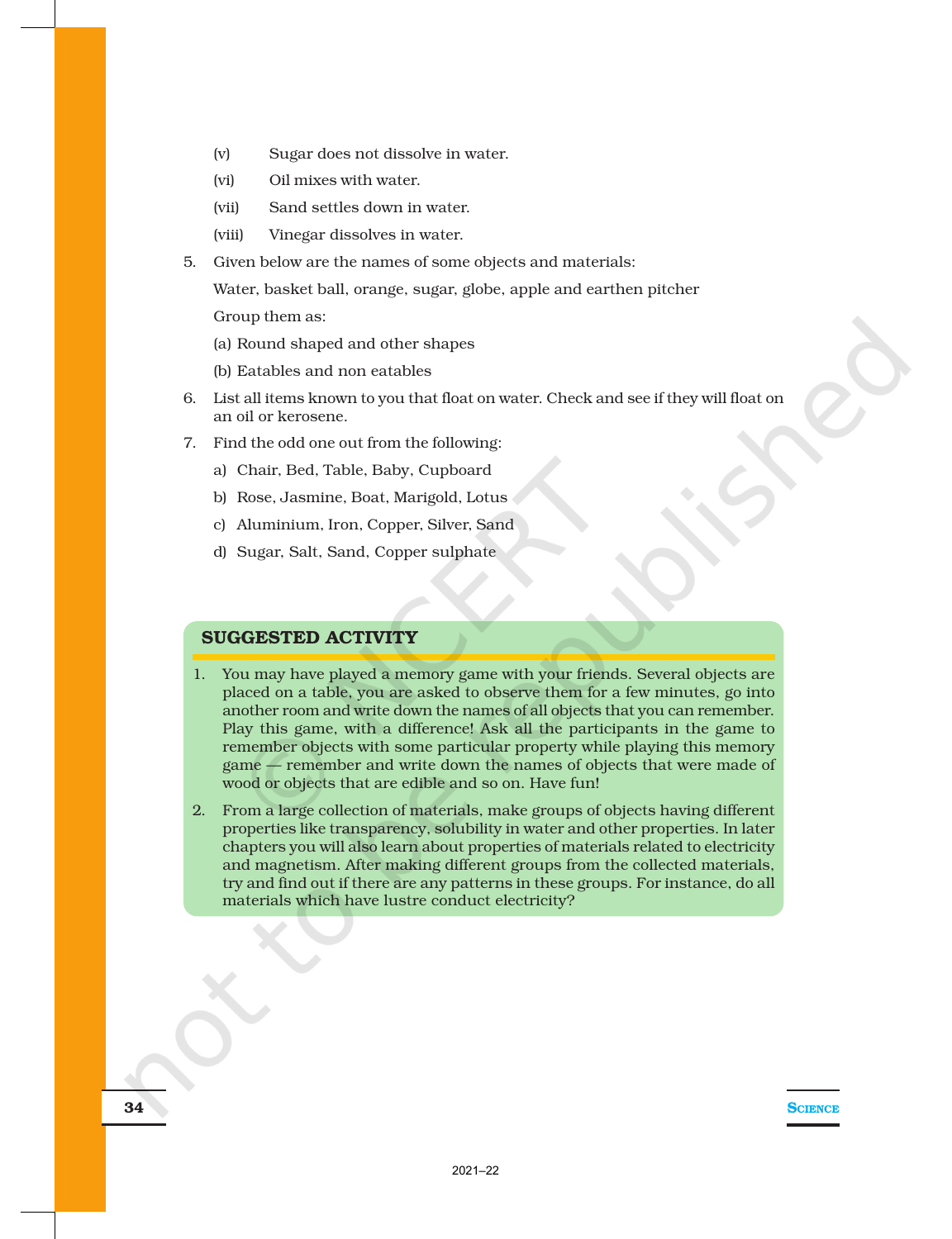(v) Sugar does not dissolve in water.

(vi) Oil mixes with water.

(vii) Sand settles down in water.

(viii) Vinegar dissolves in water.

5. Given below are the names of some objects and materials:

   Water, basket ball, orange, sugar, globe, apple and earthen pitcher

   Group them as:

   (a) Round shaped and other shapes

   (b) Eatables and non eatables

6. List all items known to you that float on water. Check and see if they will float on an oil or kerosene.

7. Find the odd one out from the following:

   a) Chair, Bed, Table, Baby, Cupboard

   b) Rose, Jasmine, Boat, Marigold, Lotus

   c) Aluminium, Iron, Copper, Silver, Sand

   d) Sugar, Salt, Sand, Copper sulphate

## SUGGESTED ACTIVITY

1. You may have played a memory game with your friends. Several objects are placed on a table, you are asked to observe them for a few minutes, go into another room and write down the names of all objects that you can remember. Play this game, with a difference! Ask all the participants in the game to remember objects with some particular property while playing this memory game — remember and write down the names of objects that were made of wood or objects that are edible and so on. Have fun!

2. From a large collection of materials, make groups of objects having different properties like transparency, solubility in water and other properties. In later chapters you will also learn about properties of materials related to electricity and magnetism. After making different groups from the collected materials, try and find out if there are any patterns in these groups. For instance, do all materials which have lustre conduct electricity?